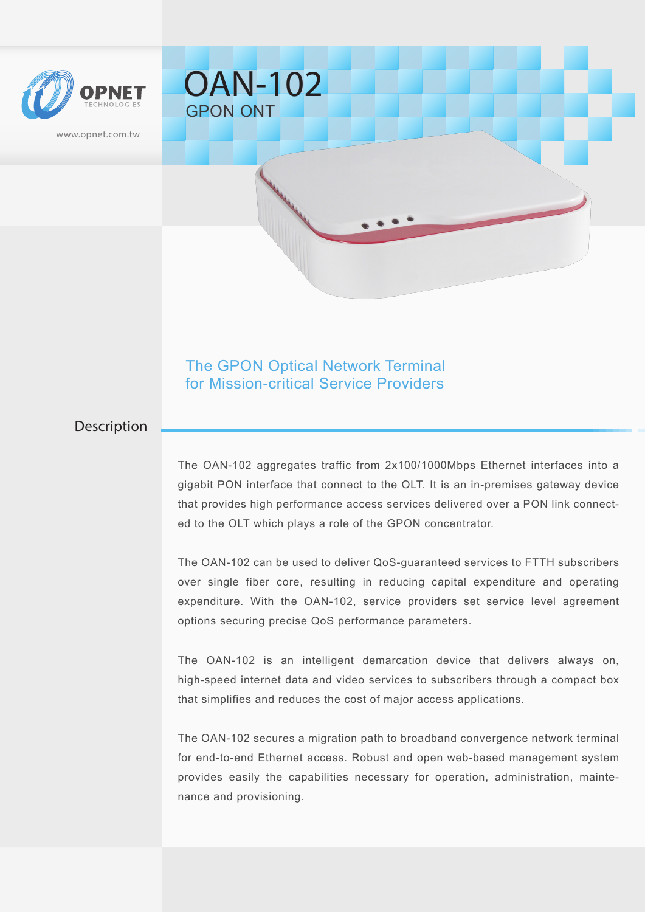OPNET TECHNOLOGIES

www.opnet.com.tw

# OAN-102

GPON ONT

## The GPON Optical Network Terminal for Mission-critical Service Providers

## Description

The OAN-102 aggregates traffic from 2x100/1000Mbps Ethernet interfaces into a gigabit PON interface that connect to the OLT. It is an in-premises gateway device that provides high performance access services delivered over a PON link connected to the OLT which plays a role of the GPON concentrator.

The OAN-102 can be used to deliver QoS-guaranteed services to FTTH subscribers over single fiber core, resulting in reducing capital expenditure and operating expenditure. With the OAN-102, service providers set service level agreement options securing precise QoS performance parameters.

The OAN-102 is an intelligent demarcation device that delivers always on, high-speed internet data and video services to subscribers through a compact box that simplifies and reduces the cost of major access applications.

The OAN-102 secures a migration path to broadband convergence network terminal for end-to-end Ethernet access. Robust and open web-based management system provides easily the capabilities necessary for operation, administration, maintenance and provisioning.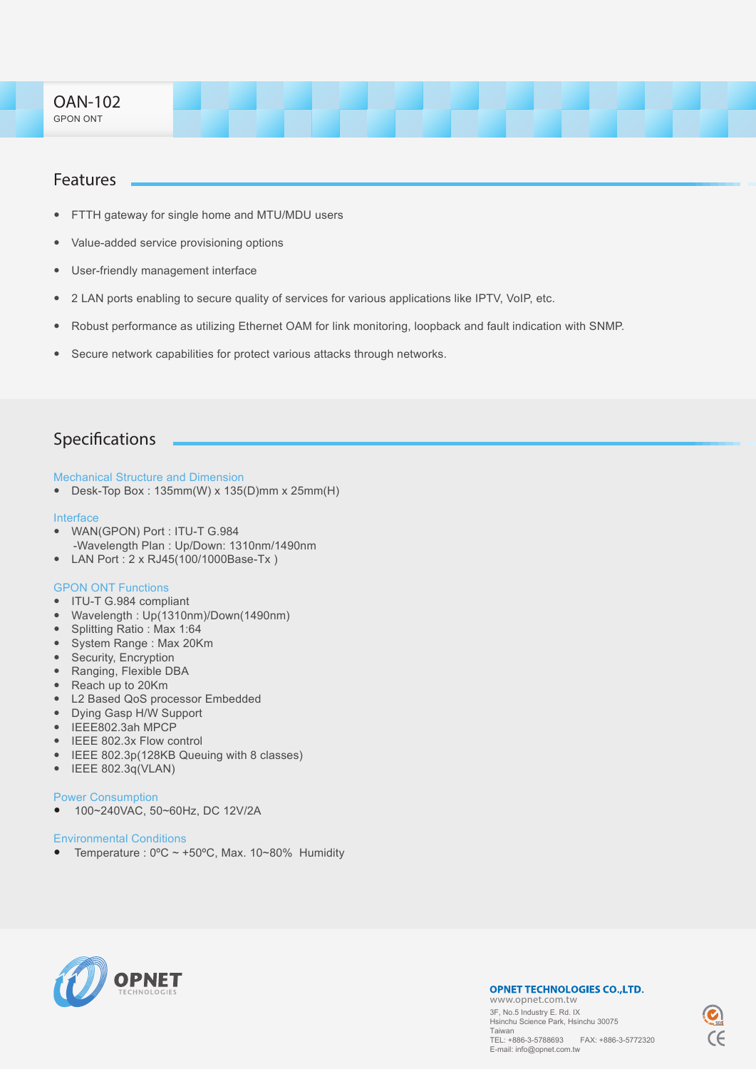# OAN-102

GPON ONT

## Features

- FTTH gateway for single home and MTU/MDU users
- Value-added service provisioning options
- User-friendly management interface
- 2 LAN ports enabling to secure quality of services for various applications like IPTV, VoIP, etc.
- Robust performance as utilizing Ethernet OAM for link monitoring, loopback and fault indication with SNMP.
- Secure network capabilities for protect various attacks through networks.

## Specifications

### Mechanical Structure and Dimension

- Desk-Top Box : 135mm(W) x 135(D)mm x 25mm(H)

### Interface

- WAN(GPON) Port : ITU-T G.984
  -Wavelength Plan : Up/Down: 1310nm/1490nm
- LAN Port : 2 x RJ45(100/1000Base-Tx )

### GPON ONT Functions

- ITU-T G.984 compliant
- Wavelength : Up(1310nm)/Down(1490nm)
- Splitting Ratio : Max 1:64
- System Range : Max 20Km
- Security, Encryption
- Ranging, Flexible DBA
- Reach up to 20Km
- L2 Based QoS processor Embedded
- Dying Gasp H/W Support
- IEEE802.3ah MPCP
- IEEE 802.3x Flow control
- IEEE 802.3p(128KB Queuing with 8 classes)
- IEEE 802.3q(VLAN)

### Power Consumption

- 100~240VAC, 50~60Hz, DC 12V/2A

### Environmental Conditions

- Temperature : 0ºC ~ +50ºC, Max. 10~80% Humidity

OPNET TECHNOLOGIES

**OPNET TECHNOLOGIES CO.,LTD.**
www.opnet.com.tw
3F, No.5 Industry E. Rd. IX
Hsinchu Science Park, Hsinchu 30075
Taiwan
TEL: +886-3-5788693 FAX: +886-3-5772320
E-mail: info@opnet.com.tw